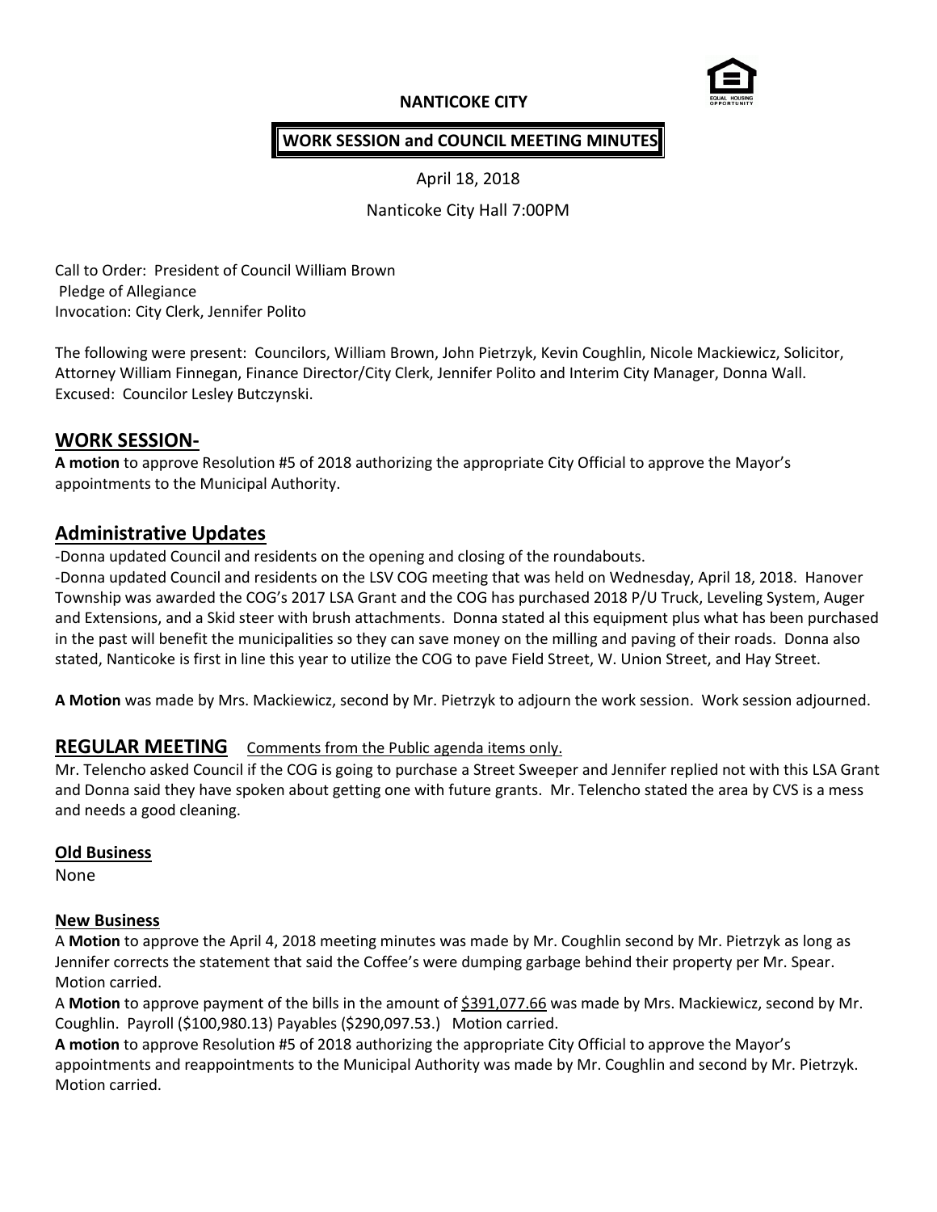**NANTICOKE CITY**

**WORK SESSION and COUNCIL MEETING MINUTES**

April 18, 2018

Nanticoke City Hall 7:00PM

Call to Order: President of Council William Brown
Pledge of Allegiance
Invocation: City Clerk, Jennifer Polito

The following were present: Councilors, William Brown, John Pietrzyk, Kevin Coughlin, Nicole Mackiewicz, Solicitor, Attorney William Finnegan, Finance Director/City Clerk, Jennifer Polito and Interim City Manager, Donna Wall.
Excused: Councilor Lesley Butczynski.

## WORK SESSION-

**A motion** to approve Resolution #5 of 2018 authorizing the appropriate City Official to approve the Mayor's appointments to the Municipal Authority.

## Administrative Updates

-Donna updated Council and residents on the opening and closing of the roundabouts.
-Donna updated Council and residents on the LSV COG meeting that was held on Wednesday, April 18, 2018. Hanover Township was awarded the COG's 2017 LSA Grant and the COG has purchased 2018 P/U Truck, Leveling System, Auger and Extensions, and a Skid steer with brush attachments. Donna stated al this equipment plus what has been purchased in the past will benefit the municipalities so they can save money on the milling and paving of their roads. Donna also stated, Nanticoke is first in line this year to utilize the COG to pave Field Street, W. Union Street, and Hay Street.

**A Motion** was made by Mrs. Mackiewicz, second by Mr. Pietrzyk to adjourn the work session. Work session adjourned.

## REGULAR MEETING Comments from the Public agenda items only.

Mr. Telencho asked Council if the COG is going to purchase a Street Sweeper and Jennifer replied not with this LSA Grant and Donna said they have spoken about getting one with future grants. Mr. Telencho stated the area by CVS is a mess and needs a good cleaning.

### Old Business

None

### New Business

A **Motion** to approve the April 4, 2018 meeting minutes was made by Mr. Coughlin second by Mr. Pietrzyk as long as Jennifer corrects the statement that said the Coffee's were dumping garbage behind their property per Mr. Spear. Motion carried.

A **Motion** to approve payment of the bills in the amount of $391,077.66 was made by Mrs. Mackiewicz, second by Mr. Coughlin. Payroll ($100,980.13) Payables ($290,097.53.) Motion carried.

**A motion** to approve Resolution #5 of 2018 authorizing the appropriate City Official to approve the Mayor's appointments and reappointments to the Municipal Authority was made by Mr. Coughlin and second by Mr. Pietrzyk. Motion carried.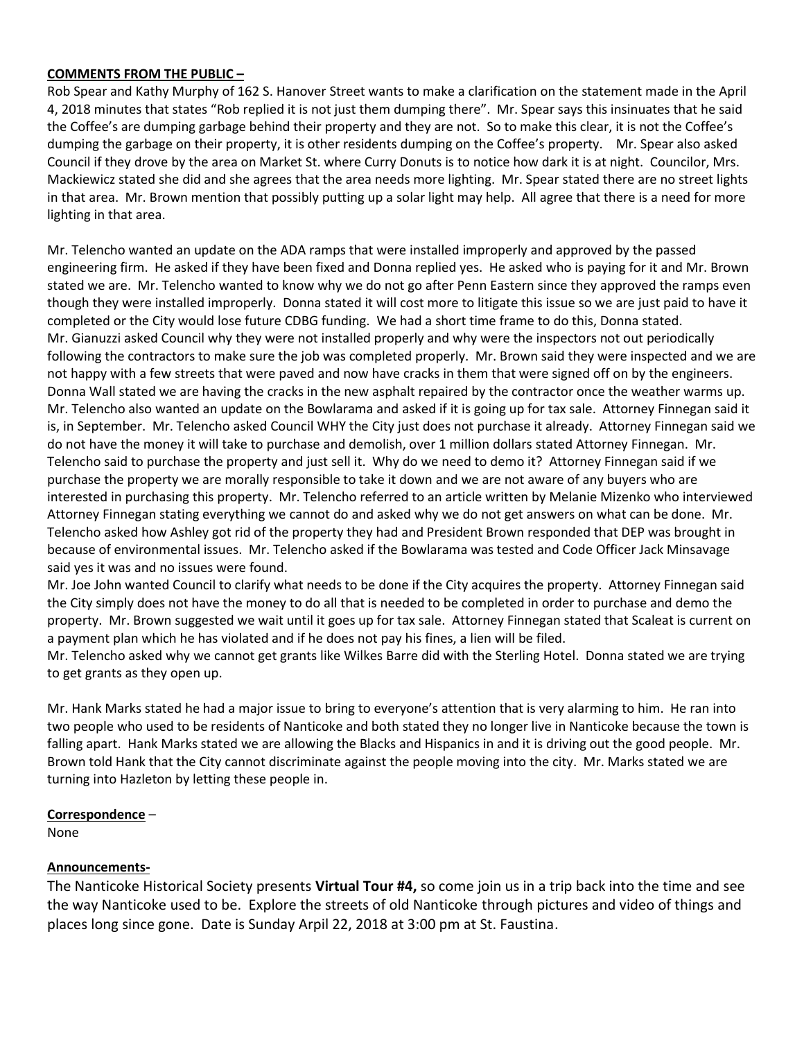**COMMENTS FROM THE PUBLIC –**

Rob Spear and Kathy Murphy of 162 S. Hanover Street wants to make a clarification on the statement made in the April 4, 2018 minutes that states "Rob replied it is not just them dumping there". Mr. Spear says this insinuates that he said the Coffee's are dumping garbage behind their property and they are not. So to make this clear, it is not the Coffee's dumping the garbage on their property, it is other residents dumping on the Coffee's property. Mr. Spear also asked Council if they drove by the area on Market St. where Curry Donuts is to notice how dark it is at night. Councilor, Mrs. Mackiewicz stated she did and she agrees that the area needs more lighting. Mr. Spear stated there are no street lights in that area. Mr. Brown mention that possibly putting up a solar light may help. All agree that there is a need for more lighting in that area.

Mr. Telencho wanted an update on the ADA ramps that were installed improperly and approved by the passed engineering firm. He asked if they have been fixed and Donna replied yes. He asked who is paying for it and Mr. Brown stated we are. Mr. Telencho wanted to know why we do not go after Penn Eastern since they approved the ramps even though they were installed improperly. Donna stated it will cost more to litigate this issue so we are just paid to have it completed or the City would lose future CDBG funding. We had a short time frame to do this, Donna stated.
Mr. Gianuzzi asked Council why they were not installed properly and why were the inspectors not out periodically following the contractors to make sure the job was completed properly. Mr. Brown said they were inspected and we are not happy with a few streets that were paved and now have cracks in them that were signed off on by the engineers. Donna Wall stated we are having the cracks in the new asphalt repaired by the contractor once the weather warms up.
Mr. Telencho also wanted an update on the Bowlarama and asked if it is going up for tax sale. Attorney Finnegan said it is, in September. Mr. Telencho asked Council WHY the City just does not purchase it already. Attorney Finnegan said we do not have the money it will take to purchase and demolish, over 1 million dollars stated Attorney Finnegan. Mr. Telencho said to purchase the property and just sell it. Why do we need to demo it? Attorney Finnegan said if we purchase the property we are morally responsible to take it down and we are not aware of any buyers who are interested in purchasing this property. Mr. Telencho referred to an article written by Melanie Mizenko who interviewed Attorney Finnegan stating everything we cannot do and asked why we do not get answers on what can be done. Mr. Telencho asked how Ashley got rid of the property they had and President Brown responded that DEP was brought in because of environmental issues. Mr. Telencho asked if the Bowlarama was tested and Code Officer Jack Minsavage said yes it was and no issues were found.
Mr. Joe John wanted Council to clarify what needs to be done if the City acquires the property. Attorney Finnegan said the City simply does not have the money to do all that is needed to be completed in order to purchase and demo the property. Mr. Brown suggested we wait until it goes up for tax sale. Attorney Finnegan stated that Scaleat is current on a payment plan which he has violated and if he does not pay his fines, a lien will be filed.
Mr. Telencho asked why we cannot get grants like Wilkes Barre did with the Sterling Hotel. Donna stated we are trying to get grants as they open up.

Mr. Hank Marks stated he had a major issue to bring to everyone's attention that is very alarming to him. He ran into two people who used to be residents of Nanticoke and both stated they no longer live in Nanticoke because the town is falling apart. Hank Marks stated we are allowing the Blacks and Hispanics in and it is driving out the good people. Mr. Brown told Hank that the City cannot discriminate against the people moving into the city. Mr. Marks stated we are turning into Hazleton by letting these people in.

**Correspondence** –
None

**Announcements-**

The Nanticoke Historical Society presents **Virtual Tour #4,** so come join us in a trip back into the time and see the way Nanticoke used to be. Explore the streets of old Nanticoke through pictures and video of things and places long since gone. Date is Sunday Arpil 22, 2018 at 3:00 pm at St. Faustina.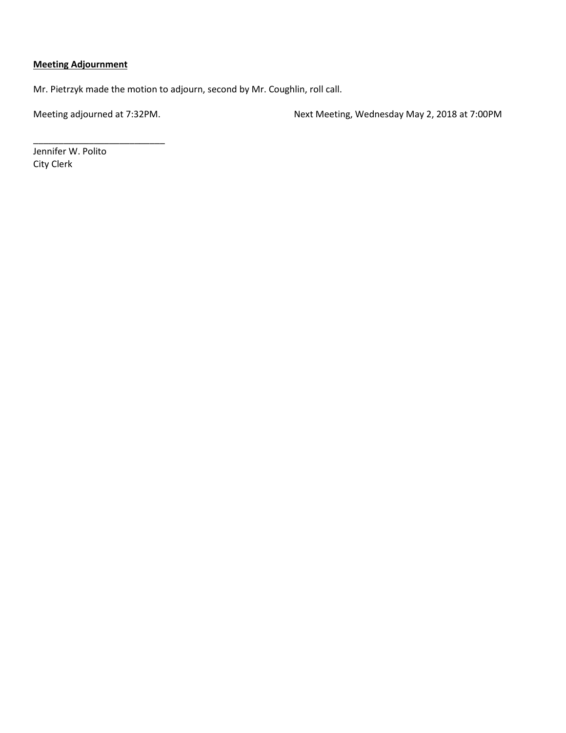**Meeting Adjournment**

Mr. Pietrzyk made the motion to adjourn, second by Mr. Coughlin, roll call.

Meeting adjourned at 7:32PM. Next Meeting, Wednesday May 2, 2018 at 7:00PM

___________________________

Jennifer W. Polito
City Clerk